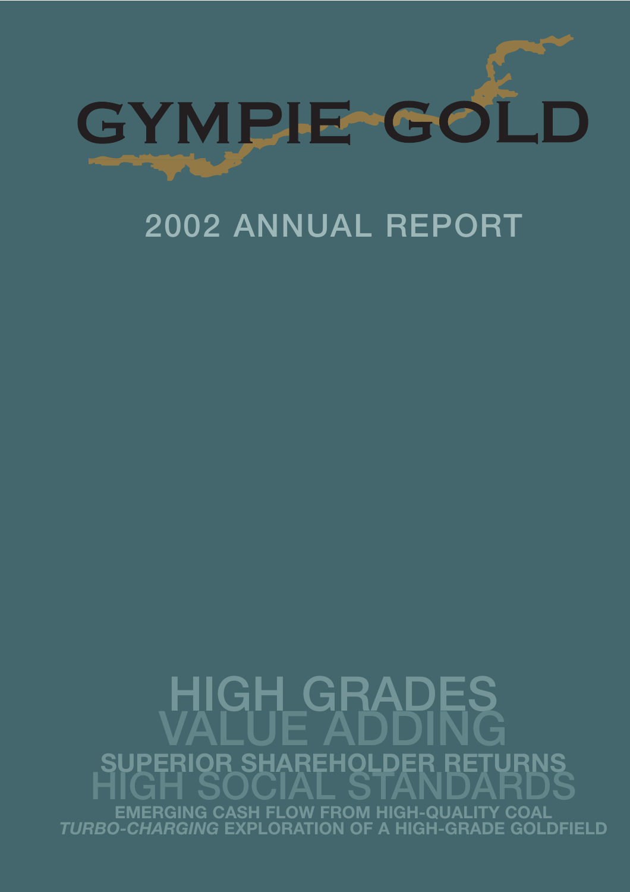# GYMPIE GOLD

## 2002 ANNUAL REPORT

HIGH GRADES
VALUE ADDING
SUPERIOR SHAREHOLDER RETURNS
HIGH SOCIAL STANDARDS
EMERGING CASH FLOW FROM HIGH-QUALITY COAL
*TURBO-CHARGING* EXPLORATION OF A HIGH-GRADE GOLDFIELD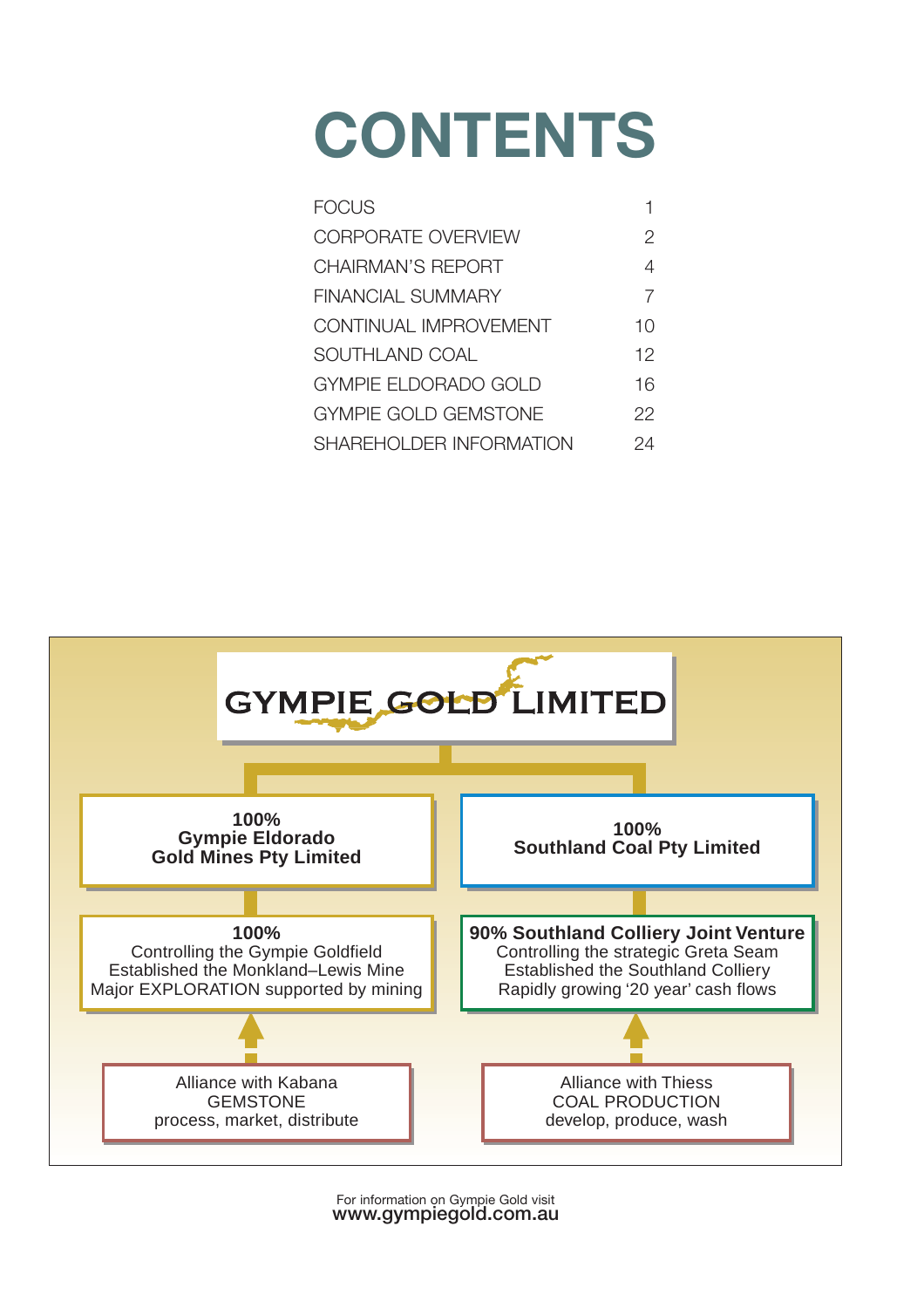# CONTENTS

| | |
|---|---|
| FOCUS | 1 |
| CORPORATE OVERVIEW | 2 |
| CHAIRMAN'S REPORT | 4 |
| FINANCIAL SUMMARY | 7 |
| CONTINUAL IMPROVEMENT | 10 |
| SOUTHLAND COAL | 12 |
| GYMPIE ELDORADO GOLD | 16 |
| GYMPIE GOLD GEMSTONE | 22 |
| SHAREHOLDER INFORMATION | 24 |

GYMPIE GOLD LIMITED

**100%**
**Gympie Eldorado Gold Mines Pty Limited**

**100%**
Controlling the Gympie Goldfield
Established the Monkland–Lewis Mine
Major EXPLORATION supported by mining

Alliance with Kabana
GEMSTONE
process, market, distribute

**100%**
**Southland Coal Pty Limited**

**90% Southland Colliery Joint Venture**
Controlling the strategic Greta Seam
Established the Southland Colliery
Rapidly growing '20 year' cash flows

Alliance with Thiess
COAL PRODUCTION
develop, produce, wash

For information on Gympie Gold visit
**www.gympiegold.com.au**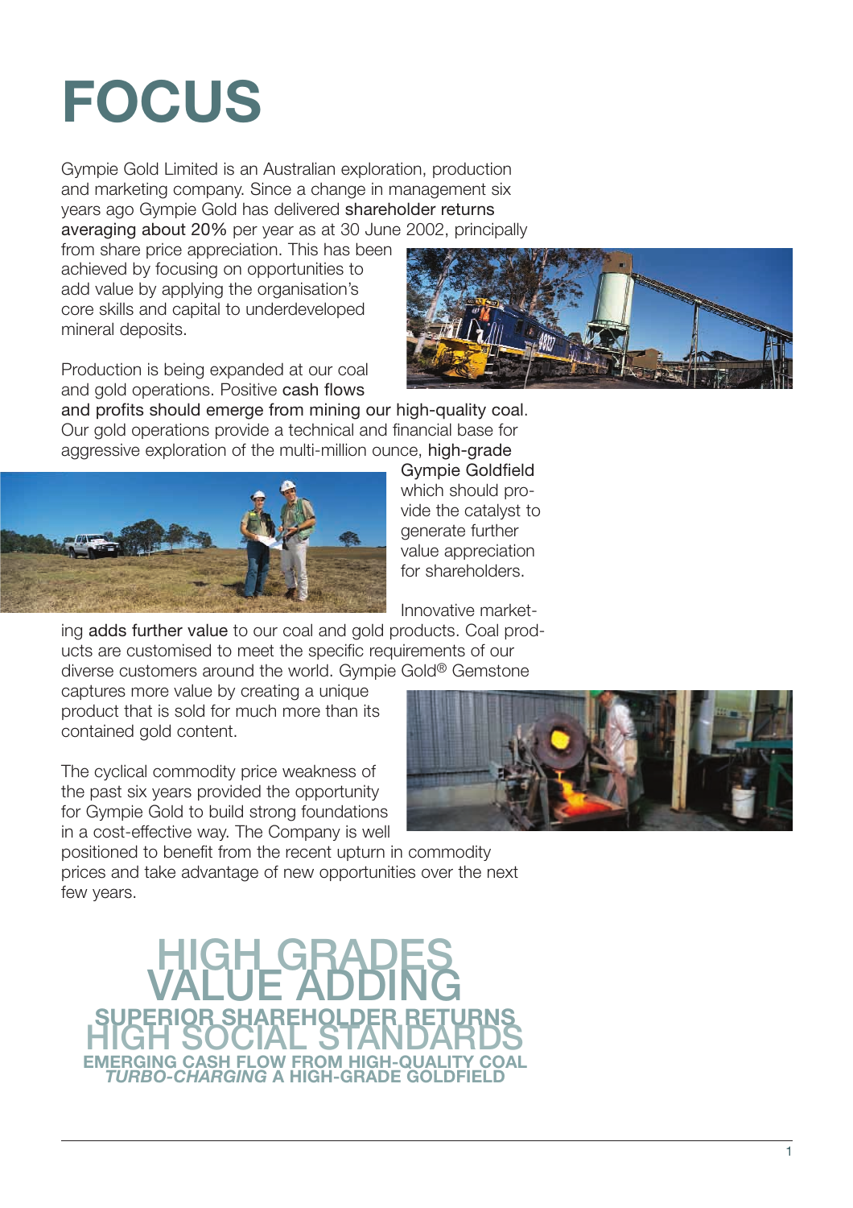# FOCUS

Gympie Gold Limited is an Australian exploration, production and marketing company. Since a change in management six years ago Gympie Gold has delivered shareholder returns averaging about 20% per year as at 30 June 2002, principally from share price appreciation. This has been achieved by focusing on opportunities to add value by applying the organisation's core skills and capital to underdeveloped mineral deposits.

Production is being expanded at our coal and gold operations. Positive cash flows and profits should emerge from mining our high-quality coal. Our gold operations provide a technical and financial base for aggressive exploration of the multi-million ounce, high-grade Gympie Goldfield which should provide the catalyst to generate further value appreciation for shareholders.

Innovative marketing adds further value to our coal and gold products. Coal products are customised to meet the specific requirements of our diverse customers around the world. Gympie Gold® Gemstone captures more value by creating a unique product that is sold for much more than its contained gold content.

The cyclical commodity price weakness of the past six years provided the opportunity for Gympie Gold to build strong foundations in a cost-effective way. The Company is well positioned to benefit from the recent upturn in commodity prices and take advantage of new opportunities over the next few years.

HIGH GRADES
VALUE ADDING
SUPERIOR SHAREHOLDER RETURNS
HIGH SOCIAL STANDARDS
EMERGING CASH FLOW FROM HIGH-QUALITY COAL
*TURBO-CHARGING* A HIGH-GRADE GOLDFIELD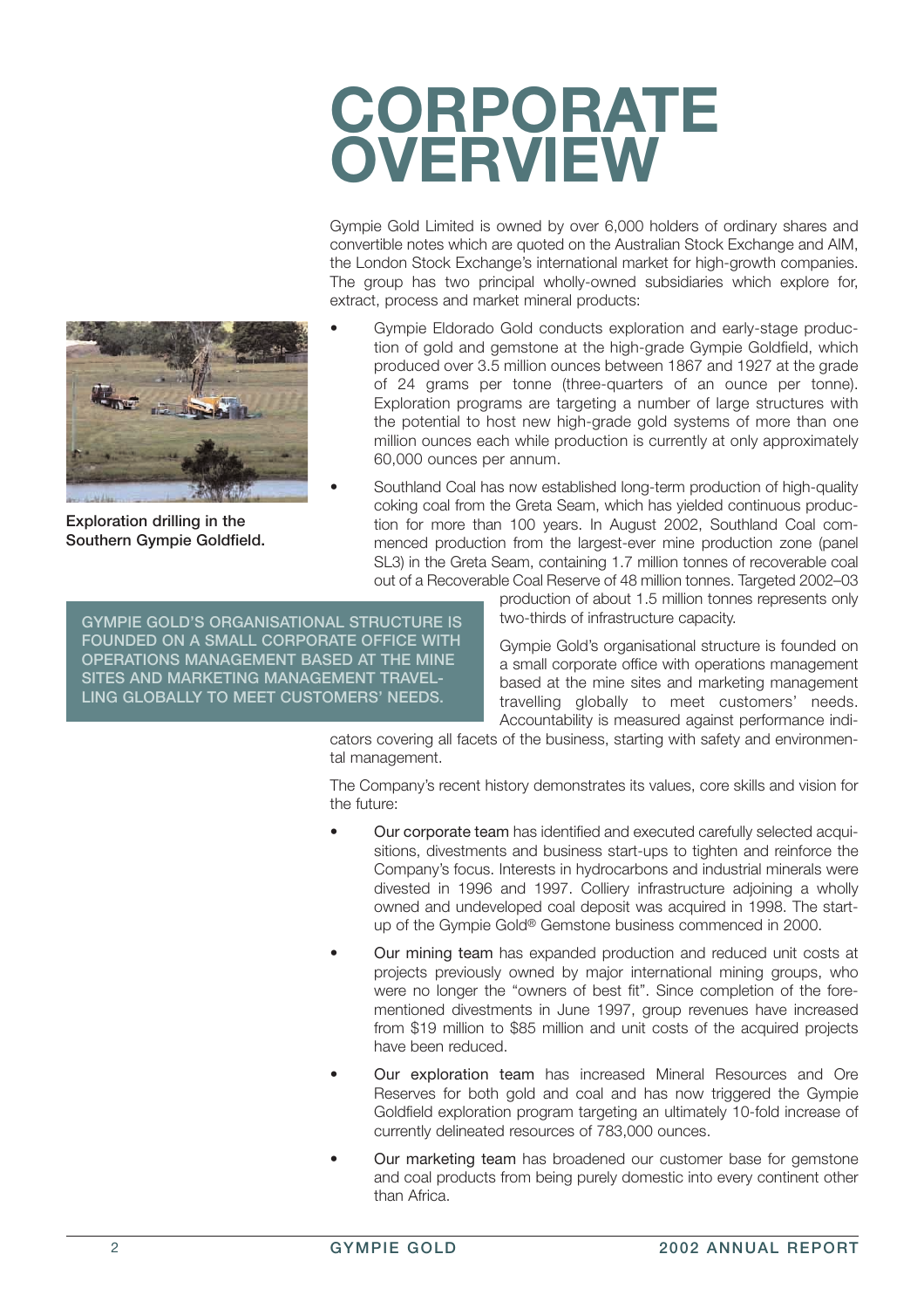# CORPORATE OVERVIEW

Gympie Gold Limited is owned by over 6,000 holders of ordinary shares and convertible notes which are quoted on the Australian Stock Exchange and AIM, the London Stock Exchange's international market for high-growth companies. The group has two principal wholly-owned subsidiaries which explore for, extract, process and market mineral products:

- Gympie Eldorado Gold conducts exploration and early-stage production of gold and gemstone at the high-grade Gympie Goldfield, which produced over 3.5 million ounces between 1867 and 1927 at the grade of 24 grams per tonne (three-quarters of an ounce per tonne). Exploration programs are targeting a number of large structures with the potential to host new high-grade gold systems of more than one million ounces each while production is currently at only approximately 60,000 ounces per annum.
- Southland Coal has now established long-term production of high-quality coking coal from the Greta Seam, which has yielded continuous production for more than 100 years. In August 2002, Southland Coal commenced production from the largest-ever mine production zone (panel SL3) in the Greta Seam, containing 1.7 million tonnes of recoverable coal out of a Recoverable Coal Reserve of 48 million tonnes. Targeted 2002–03 production of about 1.5 million tonnes represents only two-thirds of infrastructure capacity.

Exploration drilling in the Southern Gympie Goldfield.

GYMPIE GOLD'S ORGANISATIONAL STRUCTURE IS FOUNDED ON A SMALL CORPORATE OFFICE WITH OPERATIONS MANAGEMENT BASED AT THE MINE SITES AND MARKETING MANAGEMENT TRAVELLING GLOBALLY TO MEET CUSTOMERS' NEEDS.

Gympie Gold's organisational structure is founded on a small corporate office with operations management based at the mine sites and marketing management travelling globally to meet customers' needs. Accountability is measured against performance indicators covering all facets of the business, starting with safety and environmental management.

The Company's recent history demonstrates its values, core skills and vision for the future:

- Our corporate team has identified and executed carefully selected acquisitions, divestments and business start-ups to tighten and reinforce the Company's focus. Interests in hydrocarbons and industrial minerals were divested in 1996 and 1997. Colliery infrastructure adjoining a wholly owned and undeveloped coal deposit was acquired in 1998. The start-up of the Gympie Gold® Gemstone business commenced in 2000.
- Our mining team has expanded production and reduced unit costs at projects previously owned by major international mining groups, who were no longer the "owners of best fit". Since completion of the forementioned divestments in June 1997, group revenues have increased from $19 million to $85 million and unit costs of the acquired projects have been reduced.
- Our exploration team has increased Mineral Resources and Ore Reserves for both gold and coal and has now triggered the Gympie Goldfield exploration program targeting an ultimately 10-fold increase of currently delineated resources of 783,000 ounces.
- Our marketing team has broadened our customer base for gemstone and coal products from being purely domestic into every continent other than Africa.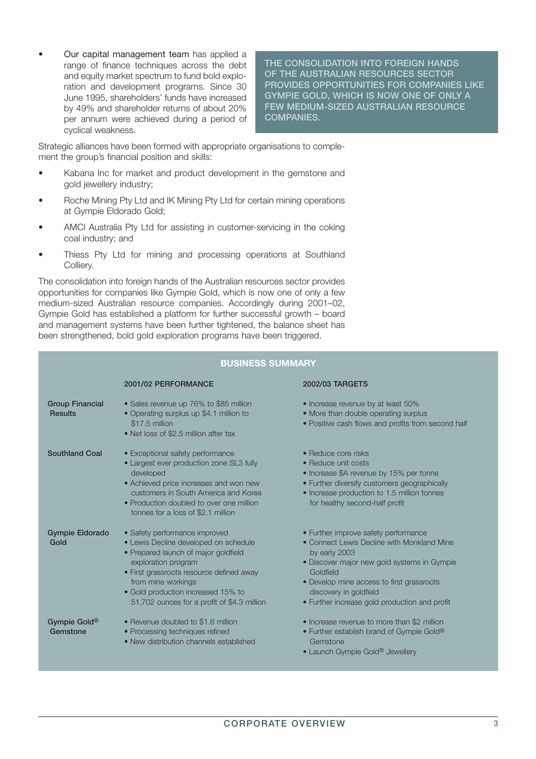- Our capital management team has applied a range of finance techniques across the debt and equity market spectrum to fund bold exploration and development programs. Since 30 June 1995, shareholders' funds have increased by 49% and shareholder returns of about 20% per annum were achieved during a period of cyclical weakness.

**THE CONSOLIDATION INTO FOREIGN HANDS OF THE AUSTRALIAN RESOURCES SECTOR PROVIDES OPPORTUNITIES FOR COMPANIES LIKE GYMPIE GOLD, WHICH IS NOW ONE OF ONLY A FEW MEDIUM-SIZED AUSTRALIAN RESOURCE COMPANIES.**

Strategic alliances have been formed with appropriate organisations to complement the group's financial position and skills:

- Kabana Inc for market and product development in the gemstone and gold jewellery industry;
- Roche Mining Pty Ltd and IK Mining Pty Ltd for certain mining operations at Gympie Eldorado Gold;
- AMCI Australia Pty Ltd for assisting in customer-servicing in the coking coal industry; and
- Thiess Pty Ltd for mining and processing operations at Southland Colliery.

The consolidation into foreign hands of the Australian resources sector provides opportunities for companies like Gympie Gold, which is now one of only a few medium-sized Australian resource companies. Accordingly during 2001–02, Gympie Gold has established a platform for further successful growth – board and management systems have been further tightened, the balance sheet has been strengthened, bold gold exploration programs have been triggered.

## BUSINESS SUMMARY

| | 2001/02 PERFORMANCE | 2002/03 TARGETS |
|---|---|---|
| **Group Financial Results** | • Sales revenue up 76% to \$85 million<br>• Operating surplus up \$4.1 million to \$17.5 million<br>• Net loss of \$2.5 million after tax | • Increase revenue by at least 50%<br>• More than double operating surplus<br>• Positive cash flows and profits from second half |
| **Southland Coal** | • Exceptional safety performance<br>• Largest ever production zone SL3 fully developed<br>• Achieved price increases and won new customers in South America and Korea<br>• Production doubled to over one million tonnes for a loss of \$2.1 million | • Reduce core risks<br>• Reduce unit costs<br>• Increase \$A revenue by 15% per tonne<br>• Further diversify customers geographically<br>• Increase production to 1.5 million tonnes for healthy second-half profit |
| **Gympie Eldorado Gold** | • Safety performance improved<br>• Lewis Decline developed on schedule<br>• Prepared launch of major goldfield exploration program<br>• First grassroots resource defined away from mine workings<br>• Gold production increased 15% to 51,702 ounces for a profit of \$4.3 million | • Further improve safety performance<br>• Connect Lewis Decline with Monkland Mine by early 2003<br>• Discover major new gold systems in Gympie Goldfield<br>• Develop mine access to first grassroots discovery in goldfield<br>• Further increase gold production and profit |
| **Gympie Gold® Gemstone** | • Revenue doubled to \$1.6 million<br>• Processing techniques refined<br>• New distribution channels established | • Increase revenue to more than \$2 million<br>• Further establish brand of Gympie Gold® Gemstone<br>• Launch Gympie Gold® Jewellery |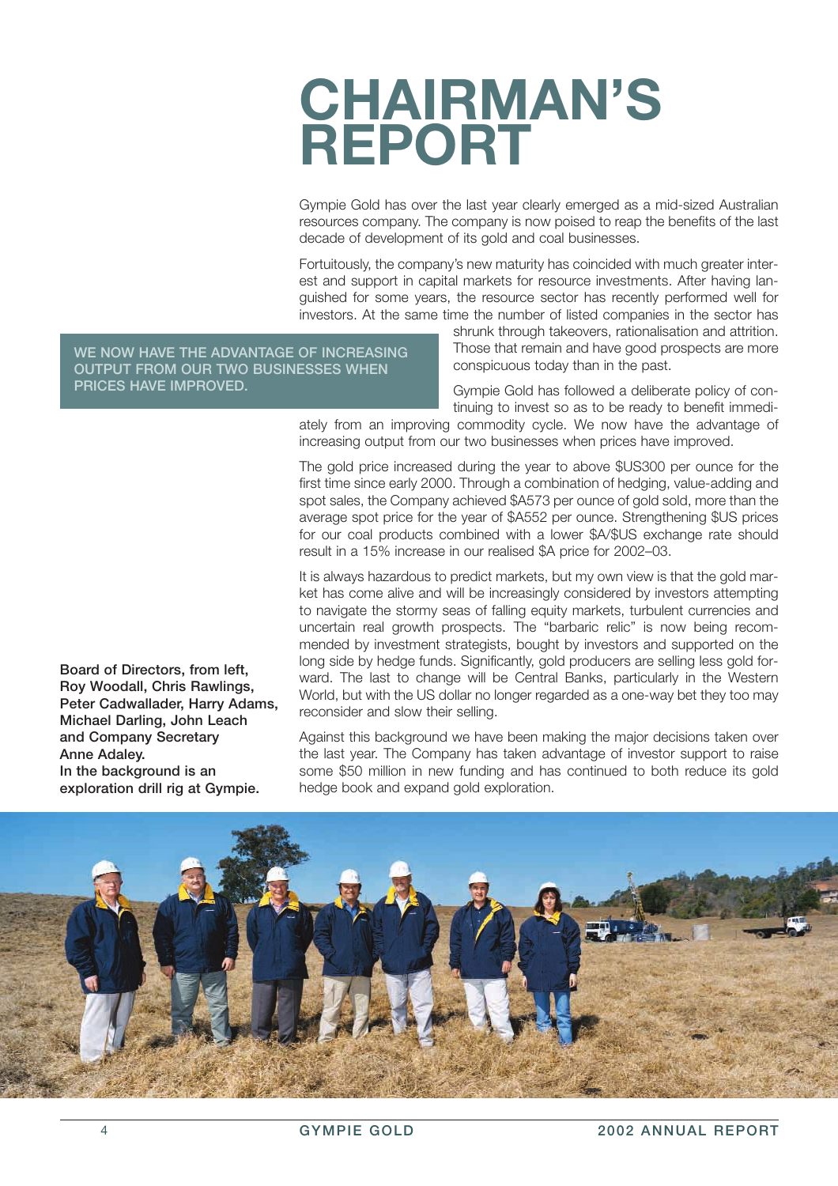# CHAIRMAN'S REPORT

Gympie Gold has over the last year clearly emerged as a mid-sized Australian resources company. The company is now poised to reap the benefits of the last decade of development of its gold and coal businesses.

Fortuitously, the company's new maturity has coincided with much greater interest and support in capital markets for resource investments. After having languished for some years, the resource sector has recently performed well for investors. At the same time the number of listed companies in the sector has shrunk through takeovers, rationalisation and attrition. Those that remain and have good prospects are more conspicuous today than in the past.

**WE NOW HAVE THE ADVANTAGE OF INCREASING OUTPUT FROM OUR TWO BUSINESSES WHEN PRICES HAVE IMPROVED.**

Gympie Gold has followed a deliberate policy of continuing to invest so as to be ready to benefit immediately from an improving commodity cycle. We now have the advantage of increasing output from our two businesses when prices have improved.

The gold price increased during the year to above $US300 per ounce for the first time since early 2000. Through a combination of hedging, value-adding and spot sales, the Company achieved $A573 per ounce of gold sold, more than the average spot price for the year of $A552 per ounce. Strengthening $US prices for our coal products combined with a lower $A/$US exchange rate should result in a 15% increase in our realised $A price for 2002–03.

It is always hazardous to predict markets, but my own view is that the gold market has come alive and will be increasingly considered by investors attempting to navigate the stormy seas of falling equity markets, turbulent currencies and uncertain real growth prospects. The "barbaric relic" is now being recommended by investment strategists, bought by investors and supported on the long side by hedge funds. Significantly, gold producers are selling less gold forward. The last to change will be Central Banks, particularly in the Western World, but with the US dollar no longer regarded as a one-way bet they too may reconsider and slow their selling.

Against this background we have been making the major decisions taken over the last year. The Company has taken advantage of investor support to raise some $50 million in new funding and has continued to both reduce its gold hedge book and expand gold exploration.

**Board of Directors, from left, Roy Woodall, Chris Rawlings, Peter Cadwallader, Harry Adams, Michael Darling, John Leach and Company Secretary Anne Adaley. In the background is an exploration drill rig at Gympie.**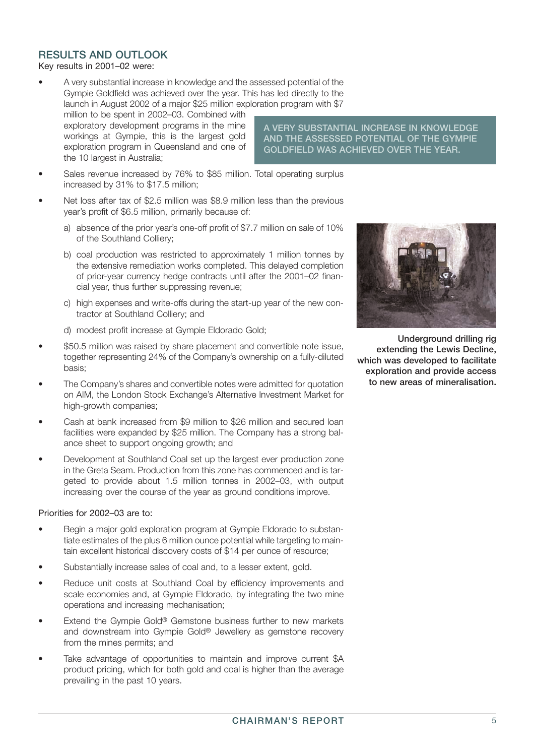## RESULTS AND OUTLOOK

Key results in 2001–02 were:

- A very substantial increase in knowledge and the assessed potential of the Gympie Goldfield was achieved over the year. This has led directly to the launch in August 2002 of a major $25 million exploration program with $7 million to be spent in 2002–03. Combined with exploratory development programs in the mine workings at Gympie, this is the largest gold exploration program in Queensland and one of the 10 largest in Australia;
- Sales revenue increased by 76% to $85 million. Total operating surplus increased by 31% to $17.5 million;
- Net loss after tax of $2.5 million was $8.9 million less than the previous year's profit of $6.5 million, primarily because of:
  - a) absence of the prior year's one-off profit of $7.7 million on sale of 10% of the Southland Colliery;
  - b) coal production was restricted to approximately 1 million tonnes by the extensive remediation works completed. This delayed completion of prior-year currency hedge contracts until after the 2001–02 financial year, thus further suppressing revenue;
  - c) high expenses and write-offs during the start-up year of the new contractor at Southland Colliery; and
  - d) modest profit increase at Gympie Eldorado Gold;
- $50.5 million was raised by share placement and convertible note issue, together representing 24% of the Company's ownership on a fully-diluted basis;
- The Company's shares and convertible notes were admitted for quotation on AIM, the London Stock Exchange's Alternative Investment Market for high-growth companies;
- Cash at bank increased from $9 million to $26 million and secured loan facilities were expanded by $25 million. The Company has a strong balance sheet to support ongoing growth; and
- Development at Southland Coal set up the largest ever production zone in the Greta Seam. Production from this zone has commenced and is targeted to provide about 1.5 million tonnes in 2002–03, with output increasing over the course of the year as ground conditions improve.

**A VERY SUBSTANTIAL INCREASE IN KNOWLEDGE AND THE ASSESSED POTENTIAL OF THE GYMPIE GOLDFIELD WAS ACHIEVED OVER THE YEAR.**

**Underground drilling rig extending the Lewis Decline, which was developed to facilitate exploration and provide access to new areas of mineralisation.**

Priorities for 2002–03 are to:

- Begin a major gold exploration program at Gympie Eldorado to substantiate estimates of the plus 6 million ounce potential while targeting to maintain excellent historical discovery costs of $14 per ounce of resource;
- Substantially increase sales of coal and, to a lesser extent, gold.
- Reduce unit costs at Southland Coal by efficiency improvements and scale economies and, at Gympie Eldorado, by integrating the two mine operations and increasing mechanisation;
- Extend the Gympie Gold® Gemstone business further to new markets and downstream into Gympie Gold® Jewellery as gemstone recovery from the mines permits; and
- Take advantage of opportunities to maintain and improve current $A product pricing, which for both gold and coal is higher than the average prevailing in the past 10 years.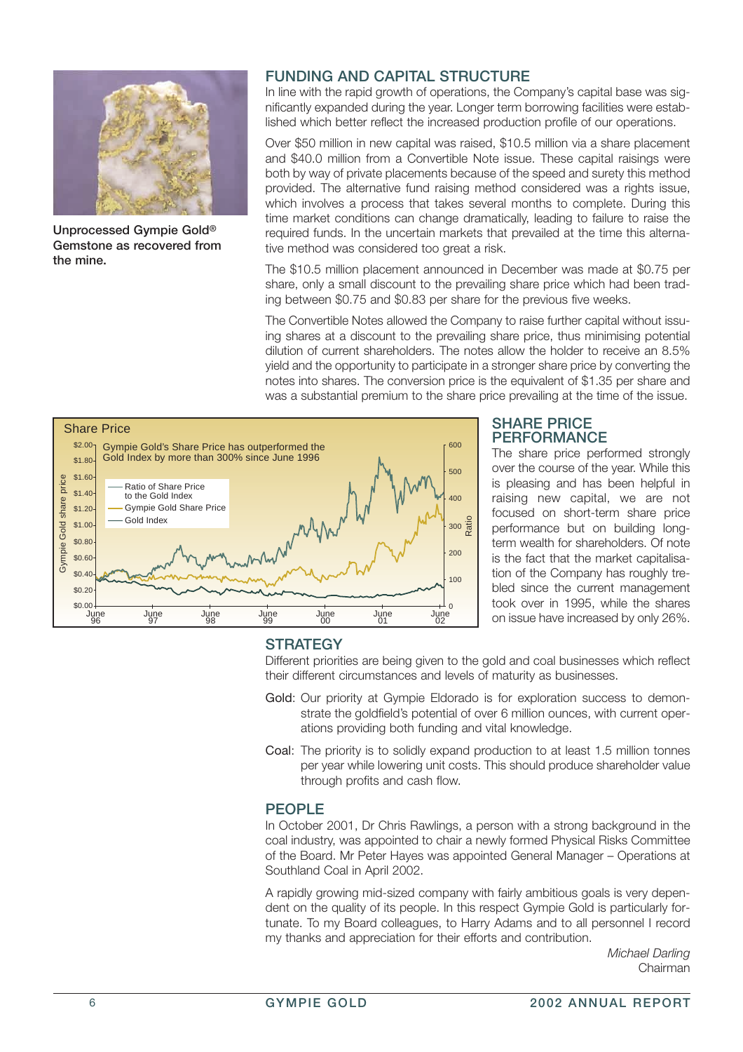Unprocessed Gympie Gold® Gemstone as recovered from the mine.

## FUNDING AND CAPITAL STRUCTURE

In line with the rapid growth of operations, the Company's capital base was significantly expanded during the year. Longer term borrowing facilities were established which better reflect the increased production profile of our operations.

Over $50 million in new capital was raised, $10.5 million via a share placement and $40.0 million from a Convertible Note issue. These capital raisings were both by way of private placements because of the speed and surety this method provided. The alternative fund raising method considered was a rights issue, which involves a process that takes several months to complete. During this time market conditions can change dramatically, leading to failure to raise the required funds. In the uncertain markets that prevailed at the time this alternative method was considered too great a risk.

The $10.5 million placement announced in December was made at $0.75 per share, only a small discount to the prevailing share price which had been trading between $0.75 and $0.83 per share for the previous five weeks.

The Convertible Notes allowed the Company to raise further capital without issuing shares at a discount to the prevailing share price, thus minimising potential dilution of current shareholders. The notes allow the holder to receive an 8.5% yield and the opportunity to participate in a stronger share price by converting the notes into shares. The conversion price is the equivalent of $1.35 per share and was a substantial premium to the share price prevailing at the time of the issue.

Share Price

Gympie Gold's Share Price has outperformed the Gold Index by more than 300% since June 1996

## SHARE PRICE PERFORMANCE

The share price performed strongly over the course of the year. While this is pleasing and has been helpful in raising new capital, we are not focused on short-term share price performance but on building long-term wealth for shareholders. Of note is the fact that the market capitalisation of the Company has roughly trebled since the current management took over in 1995, while the shares on issue have increased by only 26%.

## STRATEGY

Different priorities are being given to the gold and coal businesses which reflect their different circumstances and levels of maturity as businesses.

Gold: Our priority at Gympie Eldorado is for exploration success to demonstrate the goldfield's potential of over 6 million ounces, with current operations providing both funding and vital knowledge.

Coal: The priority is to solidly expand production to at least 1.5 million tonnes per year while lowering unit costs. This should produce shareholder value through profits and cash flow.

## PEOPLE

In October 2001, Dr Chris Rawlings, a person with a strong background in the coal industry, was appointed to chair a newly formed Physical Risks Committee of the Board. Mr Peter Hayes was appointed General Manager – Operations at Southland Coal in April 2002.

A rapidly growing mid-sized company with fairly ambitious goals is very dependent on the quality of its people. In this respect Gympie Gold is particularly fortunate. To my Board colleagues, to Harry Adams and to all personnel I record my thanks and appreciation for their efforts and contribution.

*Michael Darling*
Chairman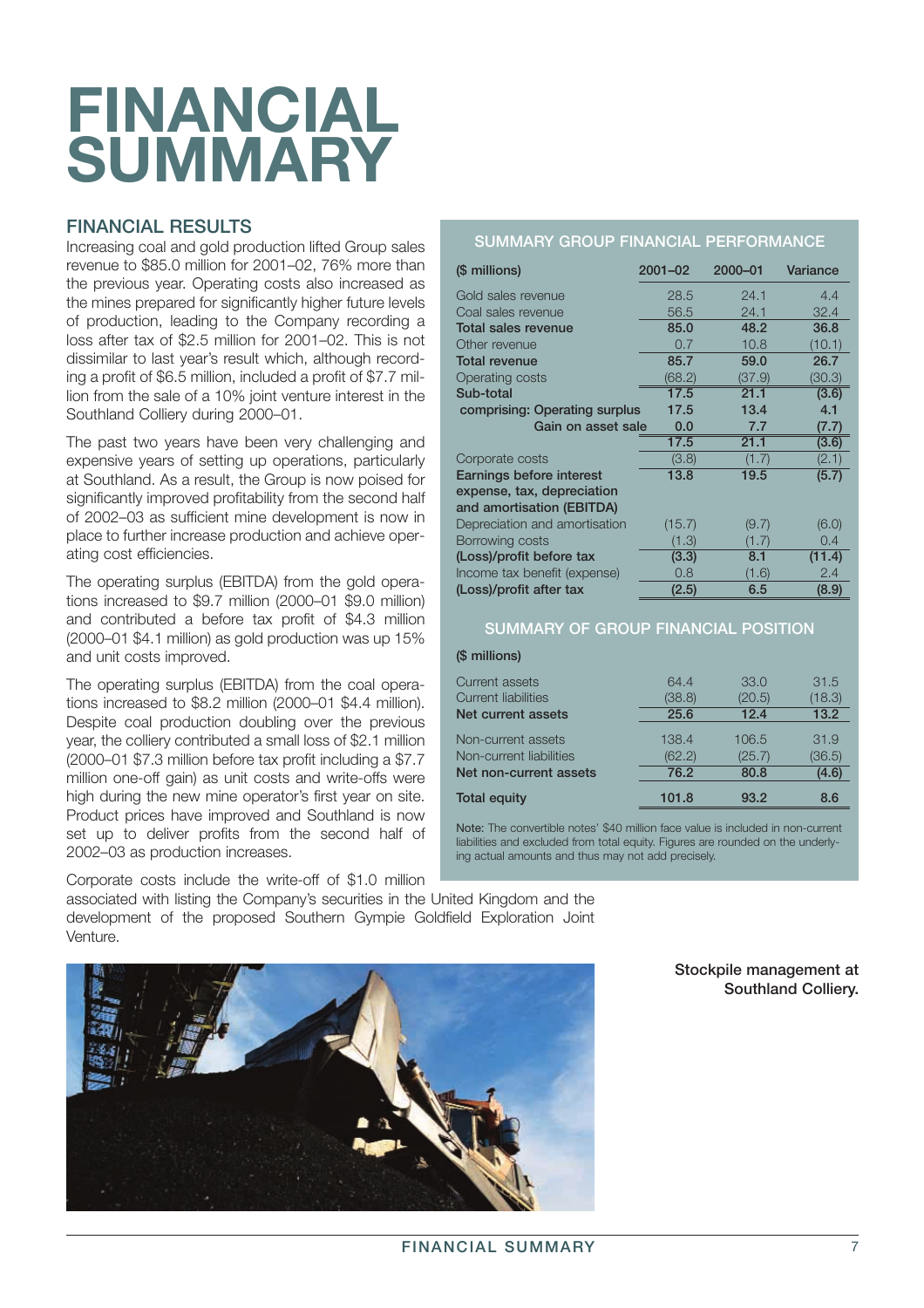# FINANCIAL SUMMARY

## FINANCIAL RESULTS

Increasing coal and gold production lifted Group sales revenue to $85.0 million for 2001–02, 76% more than the previous year. Operating costs also increased as the mines prepared for significantly higher future levels of production, leading to the Company recording a loss after tax of $2.5 million for 2001–02. This is not dissimilar to last year's result which, although recording a profit of $6.5 million, included a profit of $7.7 million from the sale of a 10% joint venture interest in the Southland Colliery during 2000–01.

The past two years have been very challenging and expensive years of setting up operations, particularly at Southland. As a result, the Group is now poised for significantly improved profitability from the second half of 2002–03 as sufficient mine development is now in place to further increase production and achieve operating cost efficiencies.

The operating surplus (EBITDA) from the gold operations increased to $9.7 million (2000–01 $9.0 million) and contributed a before tax profit of $4.3 million (2000–01 $4.1 million) as gold production was up 15% and unit costs improved.

The operating surplus (EBITDA) from the coal operations increased to $8.2 million (2000–01 $4.4 million). Despite coal production doubling over the previous year, the colliery contributed a small loss of $2.1 million (2000–01 $7.3 million before tax profit including a $7.7 million one-off gain) as unit costs and write-offs were high during the new mine operator's first year on site. Product prices have improved and Southland is now set up to deliver profits from the second half of 2002–03 as production increases.

Corporate costs include the write-off of $1.0 million associated with listing the Company's securities in the United Kingdom and the development of the proposed Southern Gympie Goldfield Exploration Joint Venture.

### SUMMARY GROUP FINANCIAL PERFORMANCE

| ($ millions) | 2001–02 | 2000–01 | Variance |
|---|---|---|---|
| Gold sales revenue | 28.5 | 24.1 | 4.4 |
| Coal sales revenue | 56.5 | 24.1 | 32.4 |
| **Total sales revenue** | **85.0** | **48.2** | **36.8** |
| Other revenue | 0.7 | 10.8 | (10.1) |
| **Total revenue** | **85.7** | **59.0** | **26.7** |
| Operating costs | (68.2) | (37.9) | (30.3) |
| **Sub-total** | **17.5** | **21.1** | **(3.6)** |
| **comprising: Operating surplus** | **17.5** | **13.4** | **4.1** |
| **Gain on asset sale** | **0.0** | **7.7** | **(7.7)** |
| | **17.5** | **21.1** | **(3.6)** |
| Corporate costs | (3.8) | (1.7) | (2.1) |
| **Earnings before interest expense, tax, depreciation and amortisation (EBITDA)** | **13.8** | **19.5** | **(5.7)** |
| Depreciation and amortisation | (15.7) | (9.7) | (6.0) |
| Borrowing costs | (1.3) | (1.7) | 0.4 |
| **(Loss)/profit before tax** | **(3.3)** | **8.1** | **(11.4)** |
| Income tax benefit (expense) | 0.8 | (1.6) | 2.4 |
| **(Loss)/profit after tax** | **(2.5)** | **6.5** | **(8.9)** |

### SUMMARY OF GROUP FINANCIAL POSITION

| ($ millions) | | | |
|---|---|---|---|
| Current assets | 64.4 | 33.0 | 31.5 |
| Current liabilities | (38.8) | (20.5) | (18.3) |
| **Net current assets** | **25.6** | **12.4** | **13.2** |
| Non-current assets | 138.4 | 106.5 | 31.9 |
| Non-current liabilities | (62.2) | (25.7) | (36.5) |
| **Net non-current assets** | **76.2** | **80.8** | **(4.6)** |
| **Total equity** | **101.8** | **93.2** | **8.6** |

**Note:** The convertible notes' $40 million face value is included in non-current liabilities and excluded from total equity. Figures are rounded on the underlying actual amounts and thus may not add precisely.

Stockpile management at Southland Colliery.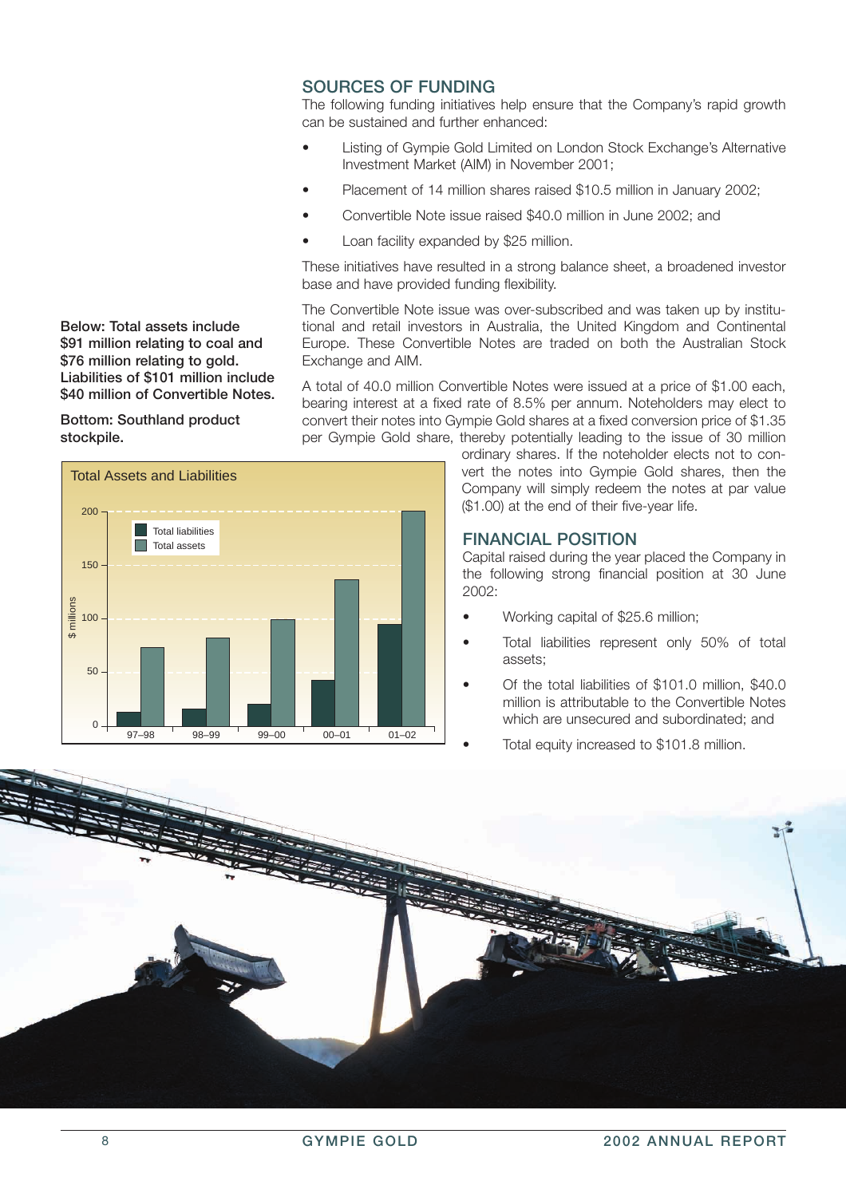## SOURCES OF FUNDING

The following funding initiatives help ensure that the Company's rapid growth can be sustained and further enhanced:

- Listing of Gympie Gold Limited on London Stock Exchange's Alternative Investment Market (AIM) in November 2001;
- Placement of 14 million shares raised $10.5 million in January 2002;
- Convertible Note issue raised $40.0 million in June 2002; and
- Loan facility expanded by $25 million.

These initiatives have resulted in a strong balance sheet, a broadened investor base and have provided funding flexibility.

The Convertible Note issue was over-subscribed and was taken up by institutional and retail investors in Australia, the United Kingdom and Continental Europe. These Convertible Notes are traded on both the Australian Stock Exchange and AIM.

A total of 40.0 million Convertible Notes were issued at a price of $1.00 each, bearing interest at a fixed rate of 8.5% per annum. Noteholders may elect to convert their notes into Gympie Gold shares at a fixed conversion price of $1.35 per Gympie Gold share, thereby potentially leading to the issue of 30 million ordinary shares. If the noteholder elects not to convert the notes into Gympie Gold shares, then the Company will simply redeem the notes at par value ($1.00) at the end of their five-year life.

**Below: Total assets include $91 million relating to coal and $76 million relating to gold. Liabilities of $101 million include $40 million of Convertible Notes.**

**Bottom: Southland product stockpile.**

Total Assets and Liabilities ($ millions)

| Year | Total liabilities | Total assets |
|---|---|---|
| 97–98 | ~13 | ~73 |
| 98–99 | ~16 | ~82 |
| 99–00 | ~20 | ~100 |
| 00–01 | ~43 | ~137 |
| 01–02 | ~95 | ~200 |

## FINANCIAL POSITION

Capital raised during the year placed the Company in the following strong financial position at 30 June 2002:

- Working capital of $25.6 million;
- Total liabilities represent only 50% of total assets;
- Of the total liabilities of $101.0 million, $40.0 million is attributable to the Convertible Notes which are unsecured and subordinated; and
- Total equity increased to $101.8 million.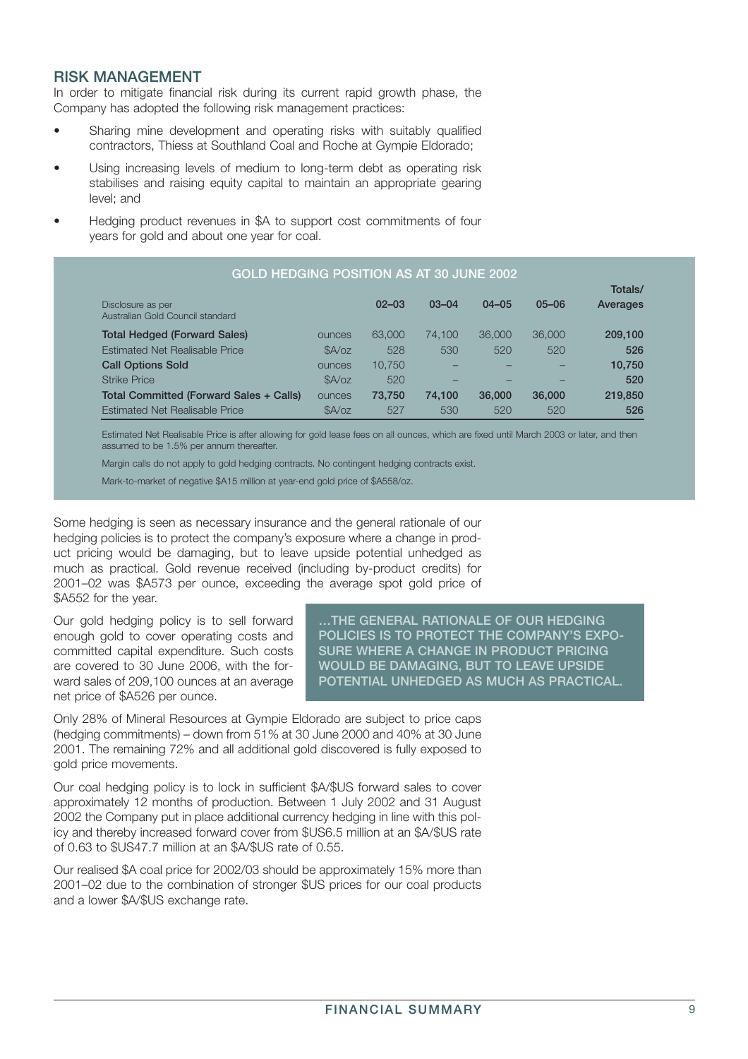## RISK MANAGEMENT

In order to mitigate financial risk during its current rapid growth phase, the Company has adopted the following risk management practices:

- Sharing mine development and operating risks with suitably qualified contractors, Thiess at Southland Coal and Roche at Gympie Eldorado;
- Using increasing levels of medium to long-term debt as operating risk stabilises and raising equity capital to maintain an appropriate gearing level; and
- Hedging product revenues in $A to support cost commitments of four years for gold and about one year for coal.

**GOLD HEDGING POSITION AS AT 30 JUNE 2002**

| Disclosure as per Australian Gold Council standard | | 02–03 | 03–04 | 04–05 | 05–06 | Totals/ Averages |
|---|---|---|---|---|---|---|
| **Total Hedged (Forward Sales)** | ounces | 63,000 | 74,100 | 36,000 | 36,000 | **209,100** |
| Estimated Net Realisable Price | $A/oz | 528 | 530 | 520 | 520 | **526** |
| **Call Options Sold** | ounces | 10,750 | – | – | – | **10,750** |
| Strike Price | $A/oz | 520 | – | – | – | **520** |
| **Total Committed (Forward Sales + Calls)** | ounces | **73,750** | **74,100** | **36,000** | **36,000** | **219,850** |
| Estimated Net Realisable Price | $A/oz | 527 | 530 | 520 | 520 | **526** |

Estimated Net Realisable Price is after allowing for gold lease fees on all ounces, which are fixed until March 2003 or later, and then assumed to be 1.5% per annum thereafter.

Margin calls do not apply to gold hedging contracts. No contingent hedging contracts exist.

Mark-to-market of negative $A15 million at year-end gold price of $A558/oz.

Some hedging is seen as necessary insurance and the general rationale of our hedging policies is to protect the company's exposure where a change in product pricing would be damaging, but to leave upside potential unhedged as much as practical. Gold revenue received (including by-product credits) for 2001–02 was $A573 per ounce, exceeding the average spot gold price of $A552 for the year.

Our gold hedging policy is to sell forward enough gold to cover operating costs and committed capital expenditure. Such costs are covered to 30 June 2006, with the forward sales of 209,100 ounces at an average net price of $A526 per ounce.

> …THE GENERAL RATIONALE OF OUR HEDGING POLICIES IS TO PROTECT THE COMPANY'S EXPOSURE WHERE A CHANGE IN PRODUCT PRICING WOULD BE DAMAGING, BUT TO LEAVE UPSIDE POTENTIAL UNHEDGED AS MUCH AS PRACTICAL.

Only 28% of Mineral Resources at Gympie Eldorado are subject to price caps (hedging commitments) – down from 51% at 30 June 2000 and 40% at 30 June 2001. The remaining 72% and all additional gold discovered is fully exposed to gold price movements.

Our coal hedging policy is to lock in sufficient $A/$US forward sales to cover approximately 12 months of production. Between 1 July 2002 and 31 August 2002 the Company put in place additional currency hedging in line with this policy and thereby increased forward cover from $US6.5 million at an $A/$US rate of 0.63 to $US47.7 million at an $A/$US rate of 0.55.

Our realised $A coal price for 2002/03 should be approximately 15% more than 2001–02 due to the combination of stronger $US prices for our coal products and a lower $A/$US exchange rate.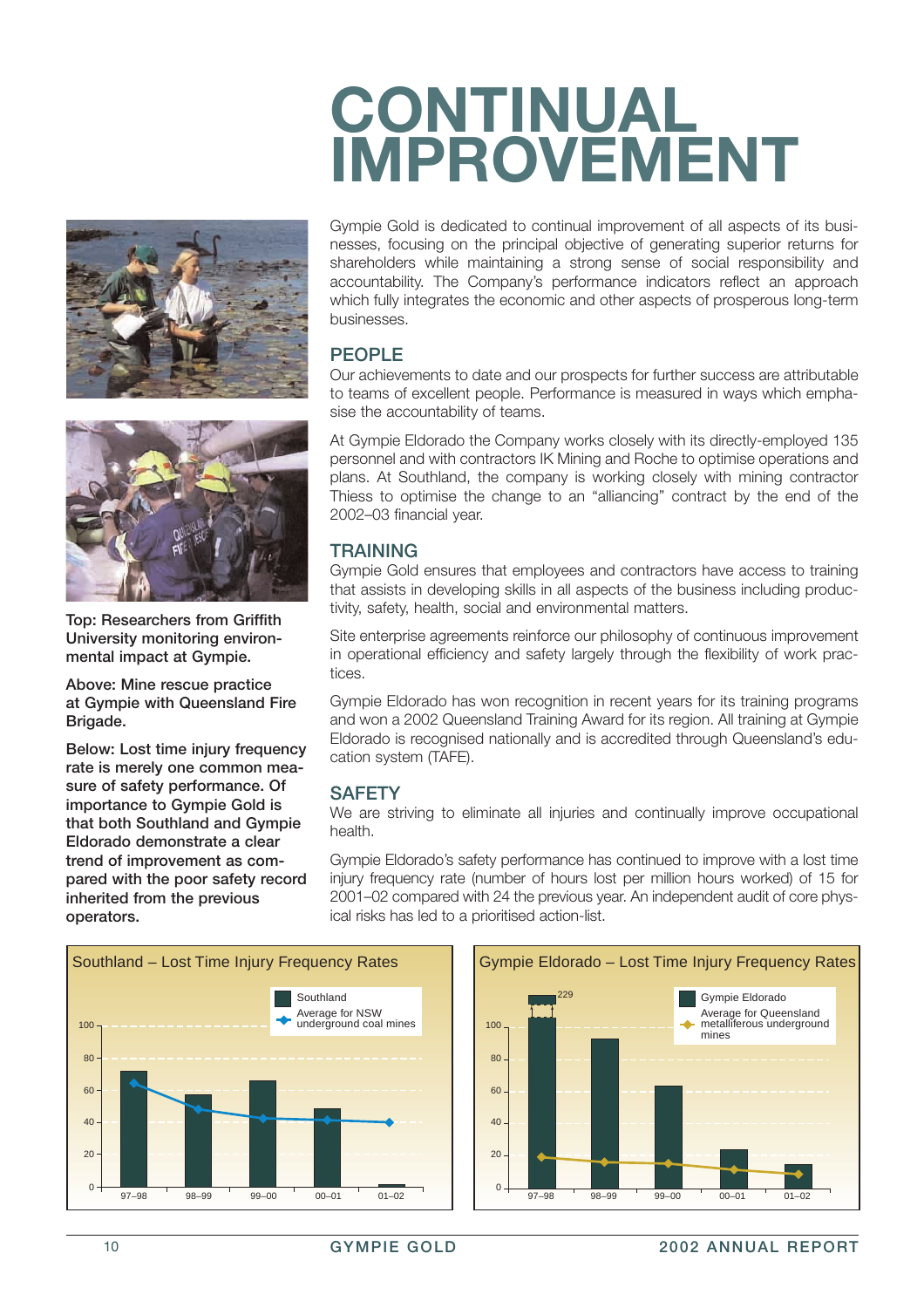# CONTINUAL IMPROVEMENT

Gympie Gold is dedicated to continual improvement of all aspects of its businesses, focusing on the principal objective of generating superior returns for shareholders while maintaining a strong sense of social responsibility and accountability. The Company's performance indicators reflect an approach which fully integrates the economic and other aspects of prosperous long-term businesses.

## PEOPLE

Our achievements to date and our prospects for further success are attributable to teams of excellent people. Performance is measured in ways which emphasise the accountability of teams.

At Gympie Eldorado the Company works closely with its directly-employed 135 personnel and with contractors IK Mining and Roche to optimise operations and plans. At Southland, the company is working closely with mining contractor Thiess to optimise the change to an "alliancing" contract by the end of the 2002–03 financial year.

## TRAINING

Gympie Gold ensures that employees and contractors have access to training that assists in developing skills in all aspects of the business including productivity, safety, health, social and environmental matters.

Site enterprise agreements reinforce our philosophy of continuous improvement in operational efficiency and safety largely through the flexibility of work practices.

Gympie Eldorado has won recognition in recent years for its training programs and won a 2002 Queensland Training Award for its region. All training at Gympie Eldorado is recognised nationally and is accredited through Queensland's education system (TAFE).

## SAFETY

We are striving to eliminate all injuries and continually improve occupational health.

Gympie Eldorado's safety performance has continued to improve with a lost time injury frequency rate (number of hours lost per million hours worked) of 15 for 2001–02 compared with 24 the previous year. An independent audit of core physical risks has led to a prioritised action-list.

**Top: Researchers from Griffith University monitoring environmental impact at Gympie.**

**Above: Mine rescue practice at Gympie with Queensland Fire Brigade.**

**Below: Lost time injury frequency rate is merely one common measure of safety performance. Of importance to Gympie Gold is that both Southland and Gympie Eldorado demonstrate a clear trend of improvement as compared with the poor safety record inherited from the previous operators.**

**Southland – Lost Time Injury Frequency Rates**

(Legend: Southland; Average for NSW underground coal mines)

**Gympie Eldorado – Lost Time Injury Frequency Rates**

(Legend: Gympie Eldorado; Average for Queensland metalliferous underground mines; 97–98 bar value: 229)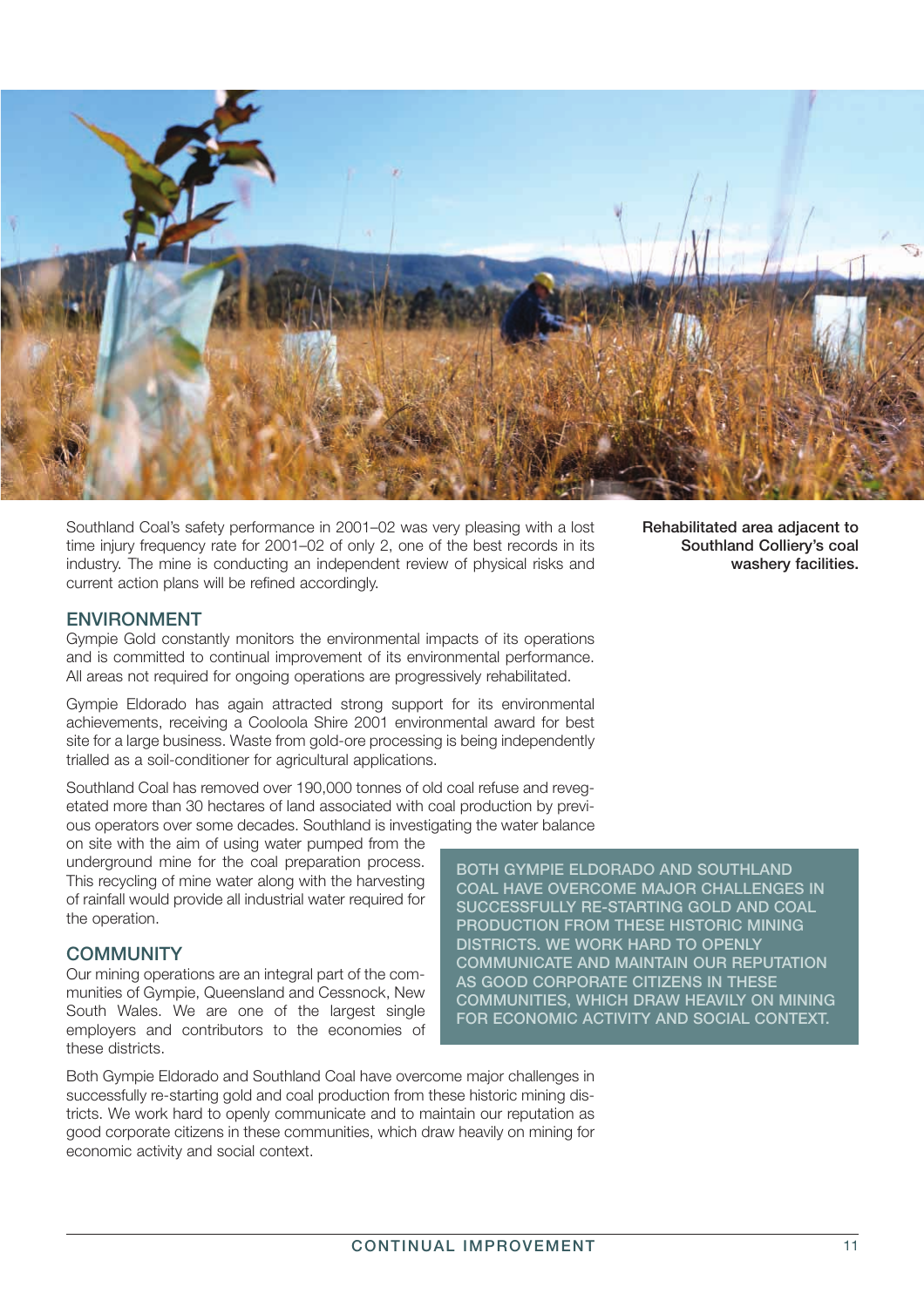Southland Coal's safety performance in 2001–02 was very pleasing with a lost time injury frequency rate for 2001–02 of only 2, one of the best records in its industry. The mine is conducting an independent review of physical risks and current action plans will be refined accordingly.

**Rehabilitated area adjacent to Southland Colliery's coal washery facilities.**

## ENVIRONMENT

Gympie Gold constantly monitors the environmental impacts of its operations and is committed to continual improvement of its environmental performance. All areas not required for ongoing operations are progressively rehabilitated.

Gympie Eldorado has again attracted strong support for its environmental achievements, receiving a Cooloola Shire 2001 environmental award for best site for a large business. Waste from gold-ore processing is being independently trialled as a soil-conditioner for agricultural applications.

Southland Coal has removed over 190,000 tonnes of old coal refuse and revegetated more than 30 hectares of land associated with coal production by previous operators over some decades. Southland is investigating the water balance on site with the aim of using water pumped from the underground mine for the coal preparation process. This recycling of mine water along with the harvesting of rainfall would provide all industrial water required for the operation.

## COMMUNITY

Our mining operations are an integral part of the communities of Gympie, Queensland and Cessnock, New South Wales. We are one of the largest single employers and contributors to the economies of these districts.

Both Gympie Eldorado and Southland Coal have overcome major challenges in successfully re-starting gold and coal production from these historic mining districts. We work hard to openly communicate and to maintain our reputation as good corporate citizens in these communities, which draw heavily on mining for economic activity and social context.

BOTH GYMPIE ELDORADO AND SOUTHLAND COAL HAVE OVERCOME MAJOR CHALLENGES IN SUCCESSFULLY RE-STARTING GOLD AND COAL PRODUCTION FROM THESE HISTORIC MINING DISTRICTS. WE WORK HARD TO OPENLY COMMUNICATE AND MAINTAIN OUR REPUTATION AS GOOD CORPORATE CITIZENS IN THESE COMMUNITIES, WHICH DRAW HEAVILY ON MINING FOR ECONOMIC ACTIVITY AND SOCIAL CONTEXT.